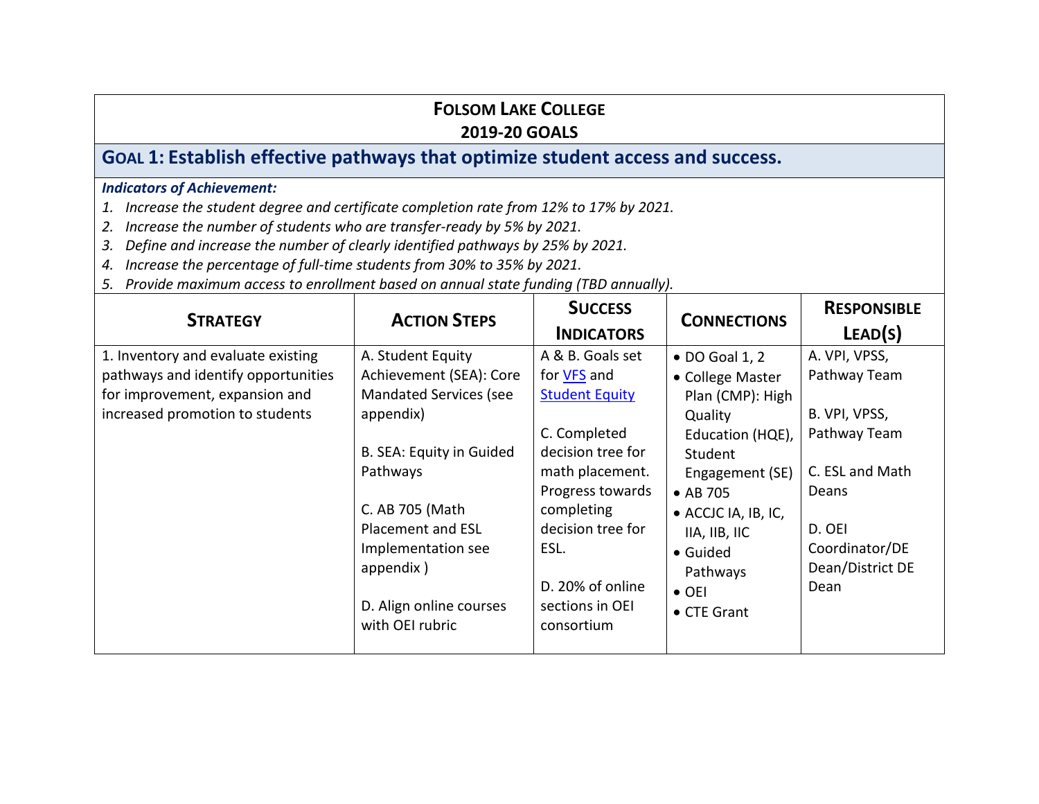# FOLSOM LAKE COLLEGE
## 2019-20 GOALS

## GOAL 1: Establish effective pathways that optimize student access and success.

***Indicators of Achievement:***

1. *Increase the student degree and certificate completion rate from 12% to 17% by 2021.*
2. *Increase the number of students who are transfer-ready by 5% by 2021.*
3. *Define and increase the number of clearly identified pathways by 25% by 2021.*
4. *Increase the percentage of full-time students from 30% to 35% by 2021.*
5. *Provide maximum access to enrollment based on annual state funding (TBD annually).*

| STRATEGY | ACTION STEPS | SUCCESS INDICATORS | CONNECTIONS | RESPONSIBLE LEAD(S) |
|---|---|---|---|---|
| 1. Inventory and evaluate existing pathways and identify opportunities for improvement, expansion and increased promotion to students | A. Student Equity Achievement (SEA): Core Mandated Services (see appendix)<br><br>B. SEA: Equity in Guided Pathways<br><br>C. AB 705 (Math Placement and ESL Implementation see appendix )<br><br>D. Align online courses with OEI rubric | A & B. Goals set for [VFS]() and [Student Equity]()<br><br>C. Completed decision tree for math placement. Progress towards completing decision tree for ESL.<br><br>D. 20% of online sections in OEI consortium | • DO Goal 1, 2<br>• College Master Plan (CMP): High Quality Education (HQE), Student Engagement (SE)<br>• AB 705<br>• ACCJC IA, IB, IC, IIA, IIB, IIC<br>• Guided Pathways<br>• OEI<br>• CTE Grant | A. VPI, VPSS, Pathway Team<br><br>B. VPI, VPSS, Pathway Team<br><br>C. ESL and Math Deans<br><br>D. OEI Coordinator/DE Dean/District DE Dean |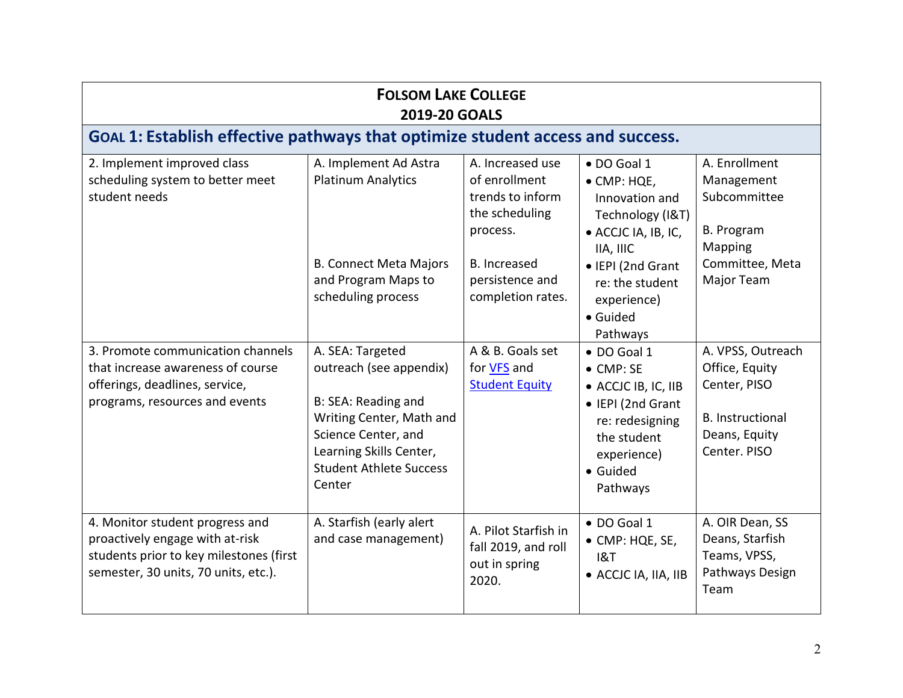**FOLSOM LAKE COLLEGE**
**2019-20 GOALS**

## GOAL 1: Establish effective pathways that optimize student access and success.

| | | | | |
|---|---|---|---|---|
| 2. Implement improved class scheduling system to better meet student needs | A. Implement Ad Astra Platinum Analytics<br><br>B. Connect Meta Majors and Program Maps to scheduling process | A. Increased use of enrollment trends to inform the scheduling process.<br><br>B. Increased persistence and completion rates. | • DO Goal 1<br>• CMP: HQE, Innovation and Technology (I&T)<br>• ACCJC IA, IB, IC, IIA, IIIC<br>• IEPI (2nd Grant re: the student experience)<br>• Guided Pathways | A. Enrollment Management Subcommittee<br><br>B. Program Mapping Committee, Meta Major Team |
| 3. Promote communication channels that increase awareness of course offerings, deadlines, service, programs, resources and events | A. SEA: Targeted outreach (see appendix)<br><br>B: SEA: Reading and Writing Center, Math and Science Center, and Learning Skills Center, Student Athlete Success Center | A & B. Goals set for VFS and Student Equity | • DO Goal 1<br>• CMP: SE<br>• ACCJC IB, IC, IIB<br>• IEPI (2nd Grant re: redesigning the student experience)<br>• Guided Pathways | A. VPSS, Outreach Office, Equity Center, PISO<br><br>B. Instructional Deans, Equity Center. PISO |
| 4. Monitor student progress and proactively engage with at-risk students prior to key milestones (first semester, 30 units, 70 units, etc.). | A. Starfish (early alert and case management) | A. Pilot Starfish in fall 2019, and roll out in spring 2020. | • DO Goal 1<br>• CMP: HQE, SE, I&T<br>• ACCJC IA, IIA, IIB | A. OIR Dean, SS Deans, Starfish Teams, VPSS, Pathways Design Team |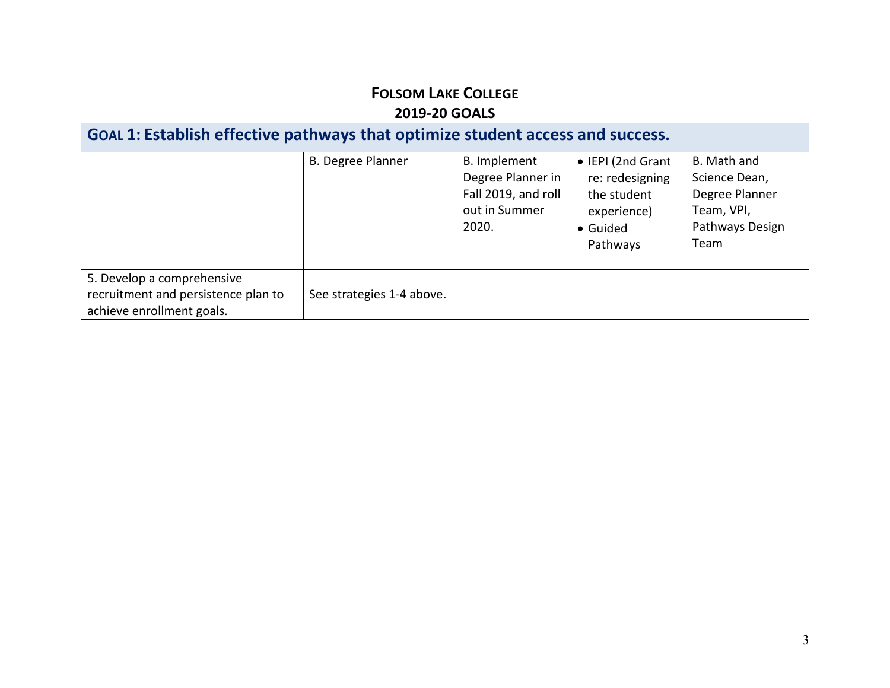**FOLSOM LAKE COLLEGE**
**2019-20 GOALS**

## GOAL 1: Establish effective pathways that optimize student access and success.

| | | | | |
|---|---|---|---|---|
| | B. Degree Planner | B. Implement Degree Planner in Fall 2019, and roll out in Summer 2020. | • IEPI (2nd Grant re: redesigning the student experience)<br>• Guided Pathways | B. Math and Science Dean, Degree Planner Team, VPI, Pathways Design Team |
| 5. Develop a comprehensive recruitment and persistence plan to achieve enrollment goals. | See strategies 1-4 above. | | | |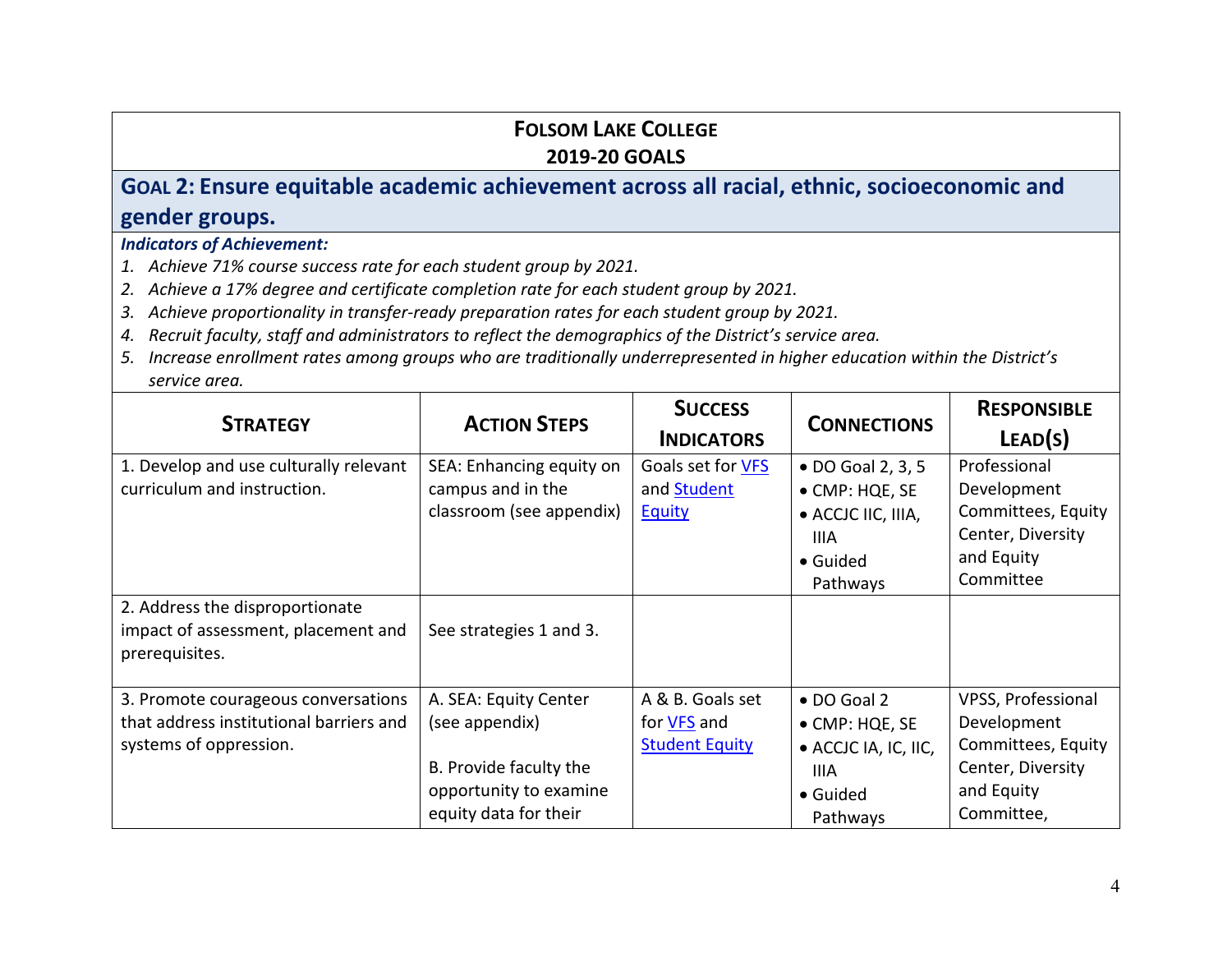**FOLSOM LAKE COLLEGE**
**2019-20 GOALS**

## GOAL 2: Ensure equitable academic achievement across all racial, ethnic, socioeconomic and gender groups.

***Indicators of Achievement:***

1. *Achieve 71% course success rate for each student group by 2021.*
2. *Achieve a 17% degree and certificate completion rate for each student group by 2021.*
3. *Achieve proportionality in transfer-ready preparation rates for each student group by 2021.*
4. *Recruit faculty, staff and administrators to reflect the demographics of the District's service area.*
5. *Increase enrollment rates among groups who are traditionally underrepresented in higher education within the District's service area.*

| STRATEGY | ACTION STEPS | SUCCESS INDICATORS | CONNECTIONS | RESPONSIBLE LEAD(S) |
|---|---|---|---|---|
| 1. Develop and use culturally relevant curriculum and instruction. | SEA: Enhancing equity on campus and in the classroom (see appendix) | Goals set for VFS and Student Equity | • DO Goal 2, 3, 5<br>• CMP: HQE, SE<br>• ACCJC IIC, IIIA, IIIA<br>• Guided Pathways | Professional Development Committees, Equity Center, Diversity and Equity Committee |
| 2. Address the disproportionate impact of assessment, placement and prerequisites. | See strategies 1 and 3. | | | |
| 3. Promote courageous conversations that address institutional barriers and systems of oppression. | A. SEA: Equity Center (see appendix)<br><br>B. Provide faculty the opportunity to examine equity data for their | A & B. Goals set for VFS and Student Equity | • DO Goal 2<br>• CMP: HQE, SE<br>• ACCJC IA, IC, IIC, IIIA<br>• Guided Pathways | VPSS, Professional Development Committees, Equity Center, Diversity and Equity Committee, |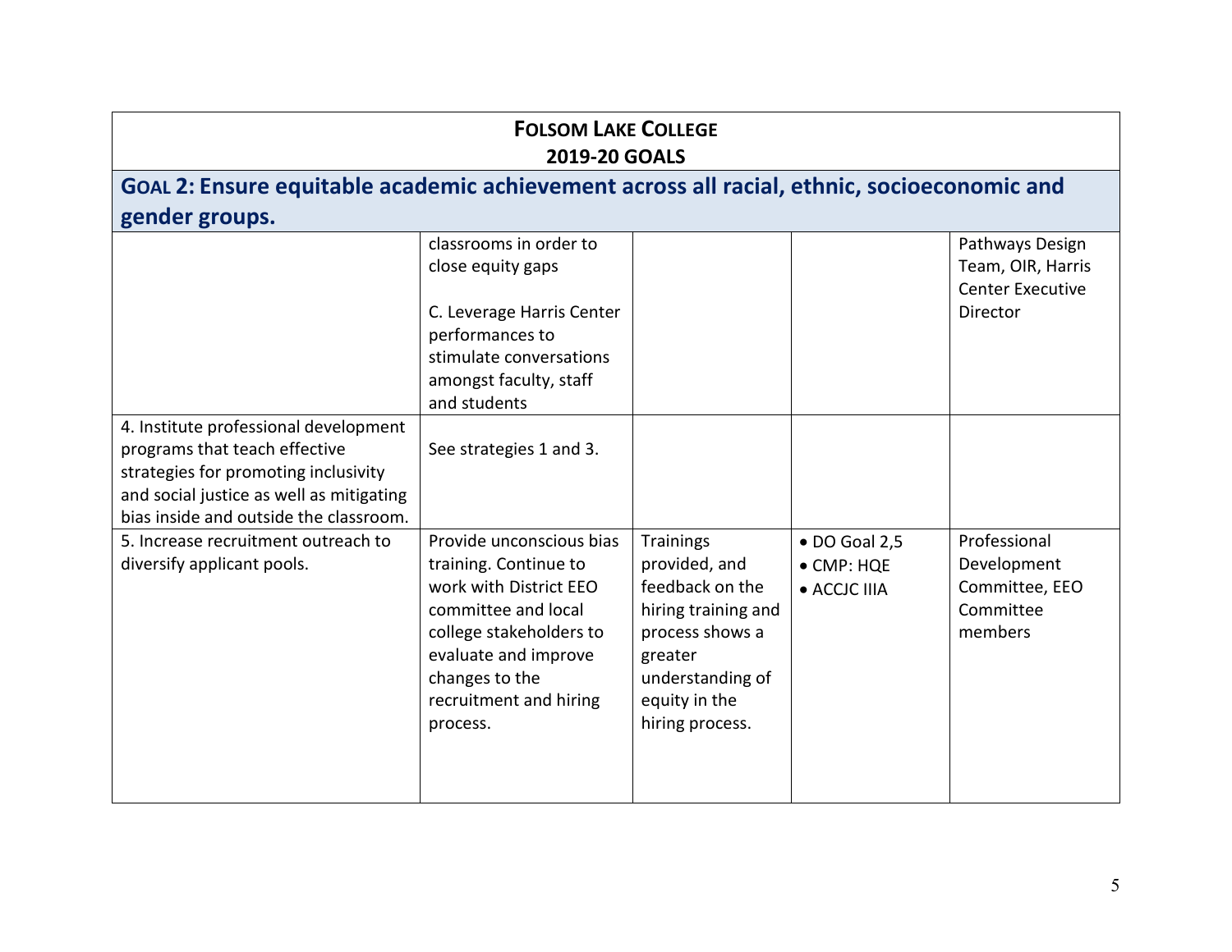**FOLSOM LAKE COLLEGE**
**2019-20 GOALS**

## GOAL 2: Ensure equitable academic achievement across all racial, ethnic, socioeconomic and gender groups.

| | | | | |
|---|---|---|---|---|
| | classrooms in order to close equity gaps<br><br>C. Leverage Harris Center performances to stimulate conversations amongst faculty, staff and students | | | Pathways Design Team, OIR, Harris Center Executive Director |
| 4. Institute professional development programs that teach effective strategies for promoting inclusivity and social justice as well as mitigating bias inside and outside the classroom. | See strategies 1 and 3. | | | |
| 5. Increase recruitment outreach to diversify applicant pools. | Provide unconscious bias training. Continue to work with District EEO committee and local college stakeholders to evaluate and improve changes to the recruitment and hiring process. | Trainings provided, and feedback on the hiring training and process shows a greater understanding of equity in the hiring process. | • DO Goal 2,5<br>• CMP: HQE<br>• ACCJC IIIA | Professional Development Committee, EEO Committee members |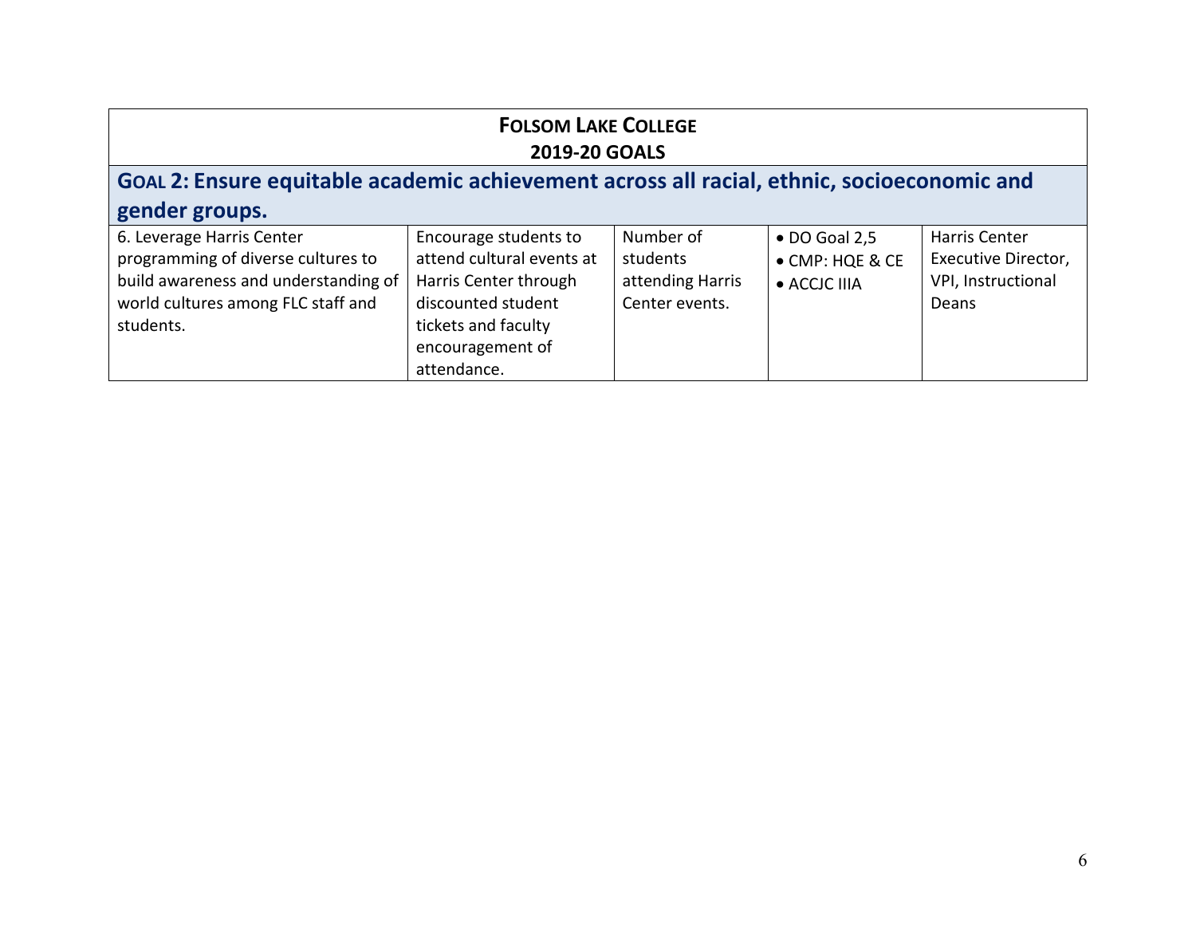# FOLSOM LAKE COLLEGE
## 2019-20 GOALS

## GOAL 2: Ensure equitable academic achievement across all racial, ethnic, socioeconomic and gender groups.

| | | | | |
|---|---|---|---|---|
| 6. Leverage Harris Center programming of diverse cultures to build awareness and understanding of world cultures among FLC staff and students. | Encourage students to attend cultural events at Harris Center through discounted student tickets and faculty encouragement of attendance. | Number of students attending Harris Center events. | • DO Goal 2,5<br>• CMP: HQE & CE<br>• ACCJC IIIA | Harris Center Executive Director, VPI, Instructional Deans |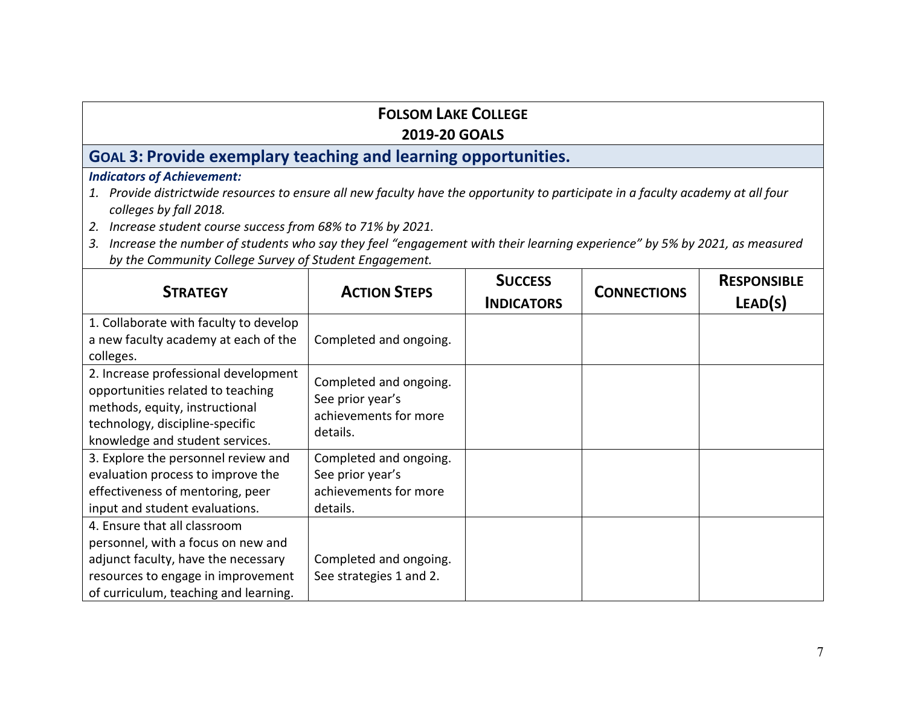## FOLSOM LAKE COLLEGE
## 2019-20 GOALS

### GOAL 3: Provide exemplary teaching and learning opportunities.

***Indicators of Achievement:***

1. *Provide districtwide resources to ensure all new faculty have the opportunity to participate in a faculty academy at all four colleges by fall 2018.*
2. *Increase student course success from 68% to 71% by 2021.*
3. *Increase the number of students who say they feel "engagement with their learning experience" by 5% by 2021, as measured by the Community College Survey of Student Engagement.*

| STRATEGY | ACTION STEPS | SUCCESS INDICATORS | CONNECTIONS | RESPONSIBLE LEAD(S) |
|---|---|---|---|---|
| 1. Collaborate with faculty to develop a new faculty academy at each of the colleges. | Completed and ongoing. | | | |
| 2. Increase professional development opportunities related to teaching methods, equity, instructional technology, discipline-specific knowledge and student services. | Completed and ongoing. See prior year's achievements for more details. | | | |
| 3. Explore the personnel review and evaluation process to improve the effectiveness of mentoring, peer input and student evaluations. | Completed and ongoing. See prior year's achievements for more details. | | | |
| 4. Ensure that all classroom personnel, with a focus on new and adjunct faculty, have the necessary resources to engage in improvement of curriculum, teaching and learning. | Completed and ongoing. See strategies 1 and 2. | | | |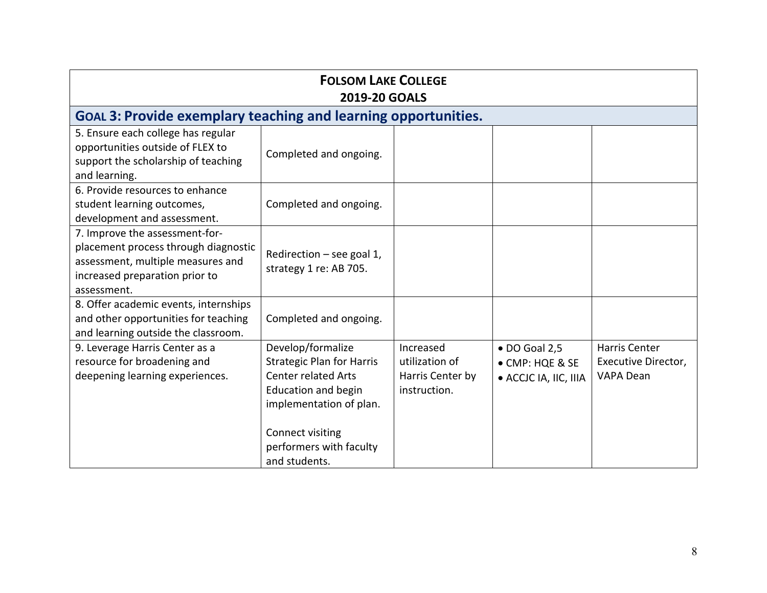# Folsom Lake College
## 2019-20 Goals

## Goal 3: Provide exemplary teaching and learning opportunities.

| | | | | |
|---|---|---|---|---|
| 5. Ensure each college has regular opportunities outside of FLEX to support the scholarship of teaching and learning. | Completed and ongoing. | | | |
| 6. Provide resources to enhance student learning outcomes, development and assessment. | Completed and ongoing. | | | |
| 7. Improve the assessment-for-placement process through diagnostic assessment, multiple measures and increased preparation prior to assessment. | Redirection – see goal 1, strategy 1 re: AB 705. | | | |
| 8. Offer academic events, internships and other opportunities for teaching and learning outside the classroom. | Completed and ongoing. | | | |
| 9. Leverage Harris Center as a resource for broadening and deepening learning experiences. | Develop/formalize Strategic Plan for Harris Center related Arts Education and begin implementation of plan.<br><br>Connect visiting performers with faculty and students. | Increased utilization of Harris Center by instruction. | • DO Goal 2,5<br>• CMP: HQE & SE<br>• ACCJC IA, IIC, IIIA | Harris Center Executive Director, VAPA Dean |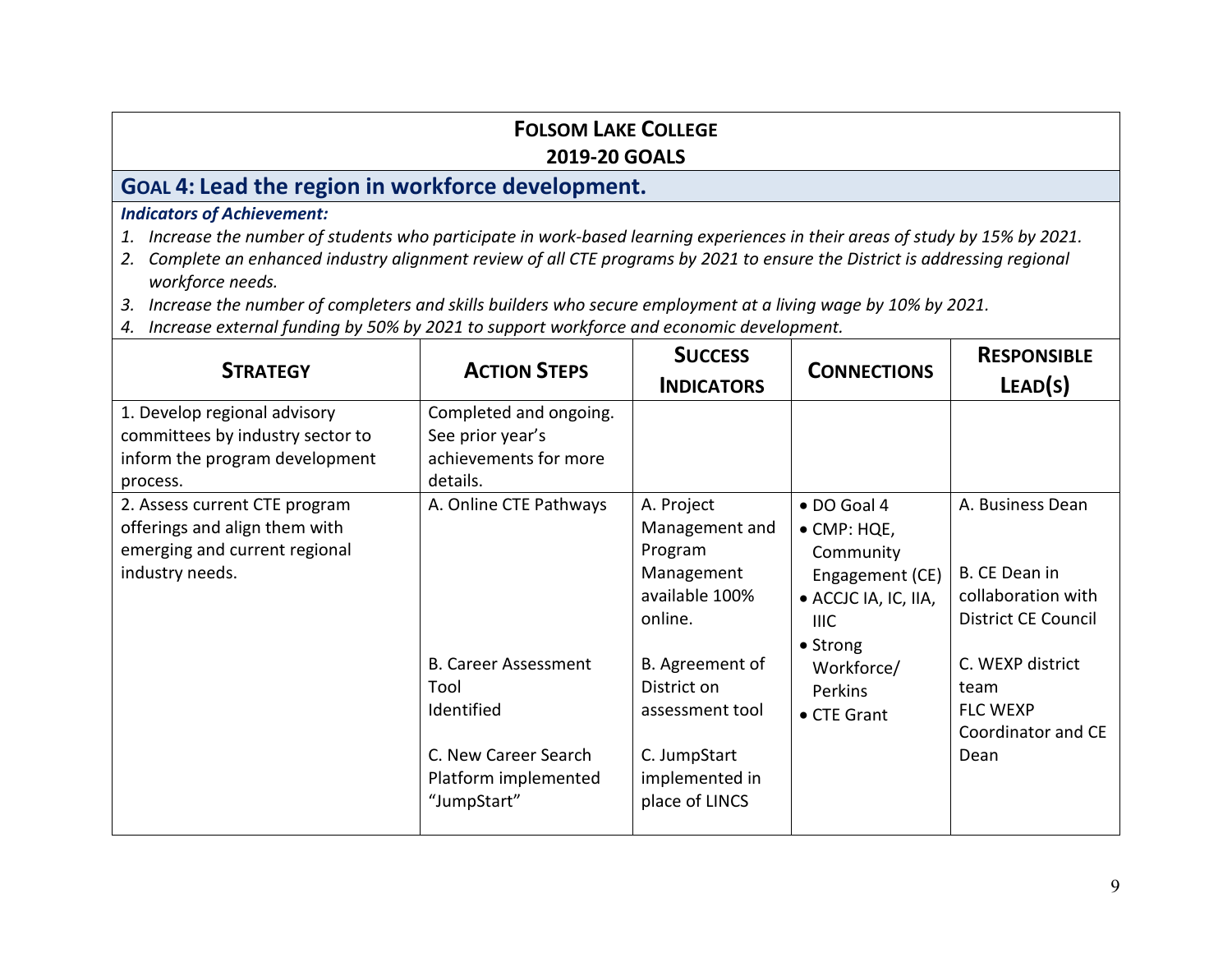# FOLSOM LAKE COLLEGE
## 2019-20 GOALS

## GOAL 4: Lead the region in workforce development.

***Indicators of Achievement:***

1. *Increase the number of students who participate in work-based learning experiences in their areas of study by 15% by 2021.*
2. *Complete an enhanced industry alignment review of all CTE programs by 2021 to ensure the District is addressing regional workforce needs.*
3. *Increase the number of completers and skills builders who secure employment at a living wage by 10% by 2021.*
4. *Increase external funding by 50% by 2021 to support workforce and economic development.*

| STRATEGY | ACTION STEPS | SUCCESS INDICATORS | CONNECTIONS | RESPONSIBLE LEAD(S) |
|---|---|---|---|---|
| 1. Develop regional advisory committees by industry sector to inform the program development process. | Completed and ongoing. See prior year's achievements for more details. | | | |
| 2. Assess current CTE program offerings and align them with emerging and current regional industry needs. | A. Online CTE Pathways<br><br>B. Career Assessment Tool Identified<br><br>C. New Career Search Platform implemented "JumpStart" | A. Project Management and Program Management available 100% online.<br><br>B. Agreement of District on assessment tool<br><br>C. JumpStart implemented in place of LINCS | • DO Goal 4<br>• CMP: HQE, Community Engagement (CE)<br>• ACCJC IA, IC, IIA, IIIC<br>• Strong Workforce/ Perkins<br>• CTE Grant | A. Business Dean<br><br>B. CE Dean in collaboration with District CE Council<br><br>C. WEXP district team<br>FLC WEXP Coordinator and CE Dean |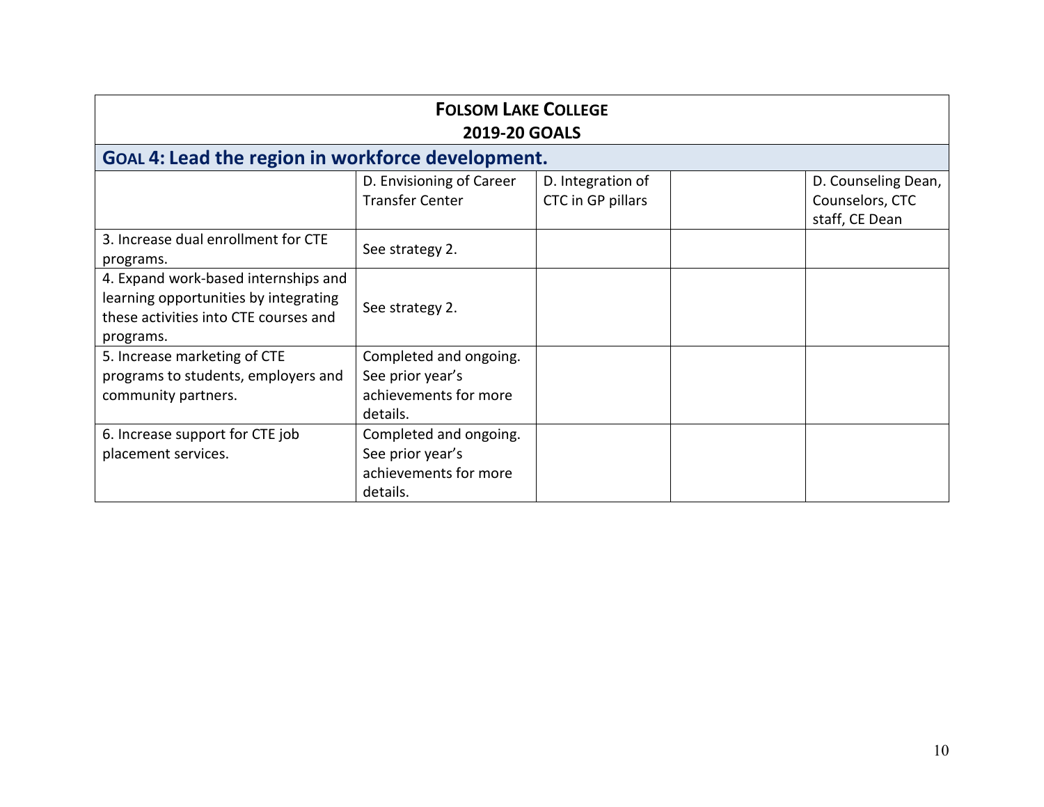**FOLSOM LAKE COLLEGE**
**2019-20 GOALS**

## GOAL 4: Lead the region in workforce development.

| | | | | |
|---|---|---|---|---|
| | D. Envisioning of Career Transfer Center | D. Integration of CTC in GP pillars | | D. Counseling Dean, Counselors, CTC staff, CE Dean |
| 3. Increase dual enrollment for CTE programs. | See strategy 2. | | | |
| 4. Expand work-based internships and learning opportunities by integrating these activities into CTE courses and programs. | See strategy 2. | | | |
| 5. Increase marketing of CTE programs to students, employers and community partners. | Completed and ongoing. See prior year's achievements for more details. | | | |
| 6. Increase support for CTE job placement services. | Completed and ongoing. See prior year's achievements for more details. | | | |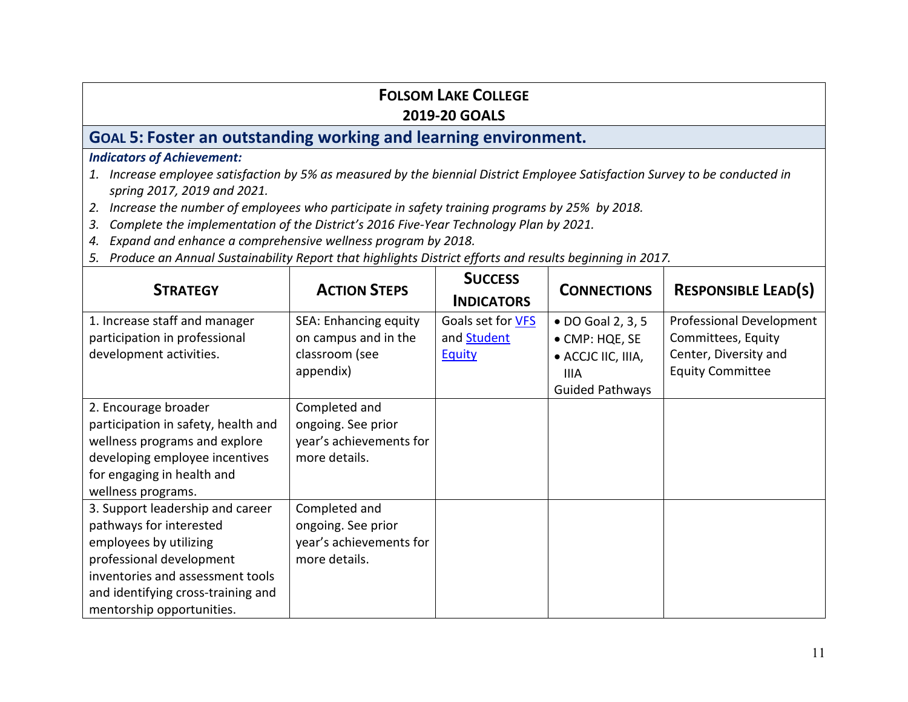# Folsom Lake College
## 2019-20 Goals

## Goal 5: Foster an outstanding working and learning environment.

***Indicators of Achievement:***

1. *Increase employee satisfaction by 5% as measured by the biennial District Employee Satisfaction Survey to be conducted in spring 2017, 2019 and 2021.*
2. *Increase the number of employees who participate in safety training programs by 25% by 2018.*
3. *Complete the implementation of the District's 2016 Five-Year Technology Plan by 2021.*
4. *Expand and enhance a comprehensive wellness program by 2018.*
5. *Produce an Annual Sustainability Report that highlights District efforts and results beginning in 2017.*

| Strategy | Action Steps | Success Indicators | Connections | Responsible Lead(s) |
|---|---|---|---|---|
| 1. Increase staff and manager participation in professional development activities. | SEA: Enhancing equity on campus and in the classroom (see appendix) | Goals set for VFS and Student Equity | • DO Goal 2, 3, 5<br>• CMP: HQE, SE<br>• ACCJC IIC, IIIA, IIIA<br>Guided Pathways | Professional Development Committees, Equity Center, Diversity and Equity Committee |
| 2. Encourage broader participation in safety, health and wellness programs and explore developing employee incentives for engaging in health and wellness programs. | Completed and ongoing. See prior year's achievements for more details. | | | |
| 3. Support leadership and career pathways for interested employees by utilizing professional development inventories and assessment tools and identifying cross-training and mentorship opportunities. | Completed and ongoing. See prior year's achievements for more details. | | | |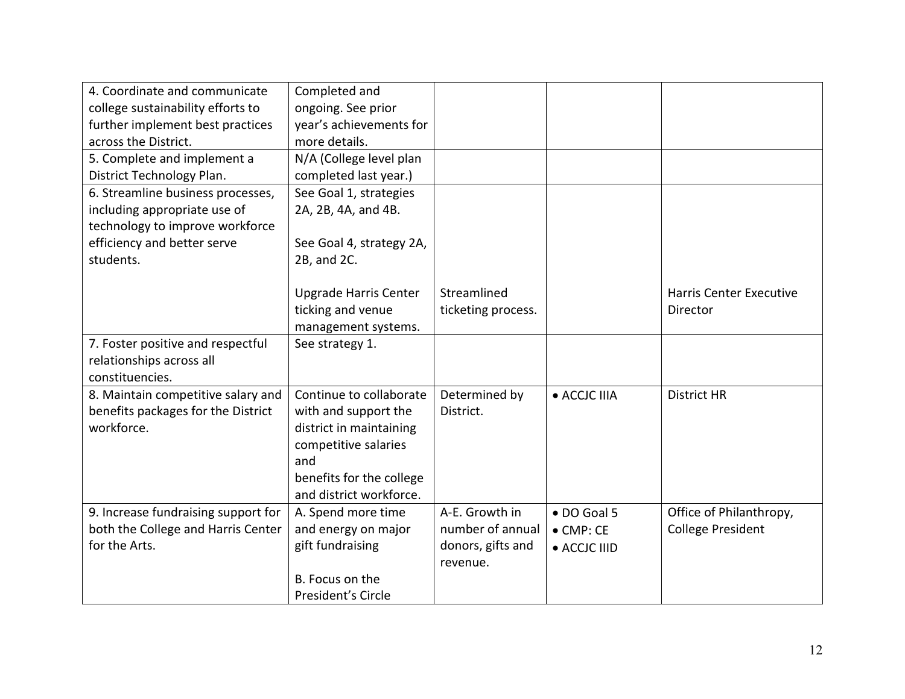| | | | | |
|---|---|---|---|---|
| 4. Coordinate and communicate college sustainability efforts to further implement best practices across the District. | Completed and ongoing. See prior year's achievements for more details. | | | |
| 5. Complete and implement a District Technology Plan. | N/A (College level plan completed last year.) | | | |
| 6. Streamline business processes, including appropriate use of technology to improve workforce efficiency and better serve students. | See Goal 1, strategies 2A, 2B, 4A, and 4B.<br><br>See Goal 4, strategy 2A, 2B, and 2C.<br><br>Upgrade Harris Center ticking and venue management systems. | Streamlined ticketing process. | | Harris Center Executive Director |
| 7. Foster positive and respectful relationships across all constituencies. | See strategy 1. | | | |
| 8. Maintain competitive salary and benefits packages for the District workforce. | Continue to collaborate with and support the district in maintaining competitive salaries and benefits for the college and district workforce. | Determined by District. | • ACCJC IIIA | District HR |
| 9. Increase fundraising support for both the College and Harris Center for the Arts. | A. Spend more time and energy on major gift fundraising<br><br>B. Focus on the President's Circle | A-E. Growth in number of annual donors, gifts and revenue. | • DO Goal 5<br>• CMP: CE<br>• ACCJC IIID | Office of Philanthropy, College President |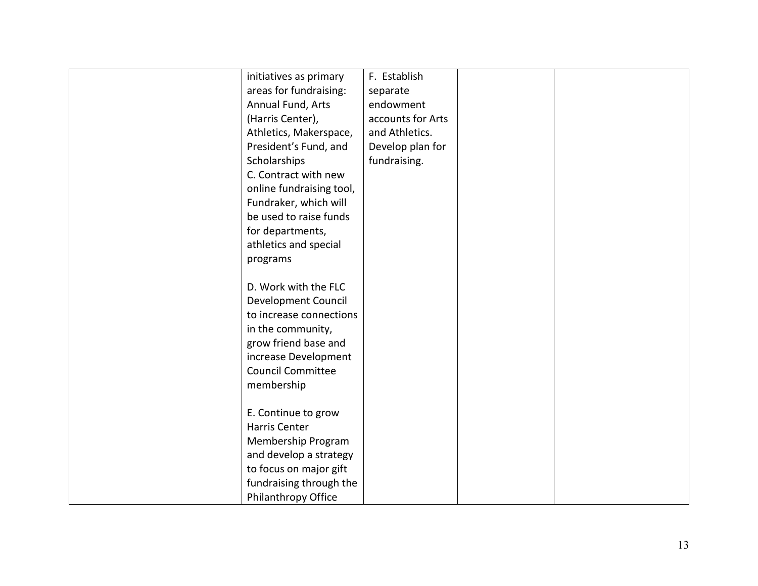| | | | | |
|---|---|---|---|---|
| | initiatives as primary areas for fundraising: Annual Fund, Arts (Harris Center), Athletics, Makerspace, President's Fund, and Scholarships<br>C. Contract with new online fundraising tool, Fundraker, which will be used to raise funds for departments, athletics and special programs<br><br>D. Work with the FLC Development Council to increase connections in the community, grow friend base and increase Development Council Committee membership<br><br>E. Continue to grow Harris Center Membership Program and develop a strategy to focus on major gift fundraising through the Philanthropy Office | F. Establish separate endowment accounts for Arts and Athletics. Develop plan for fundraising. | | |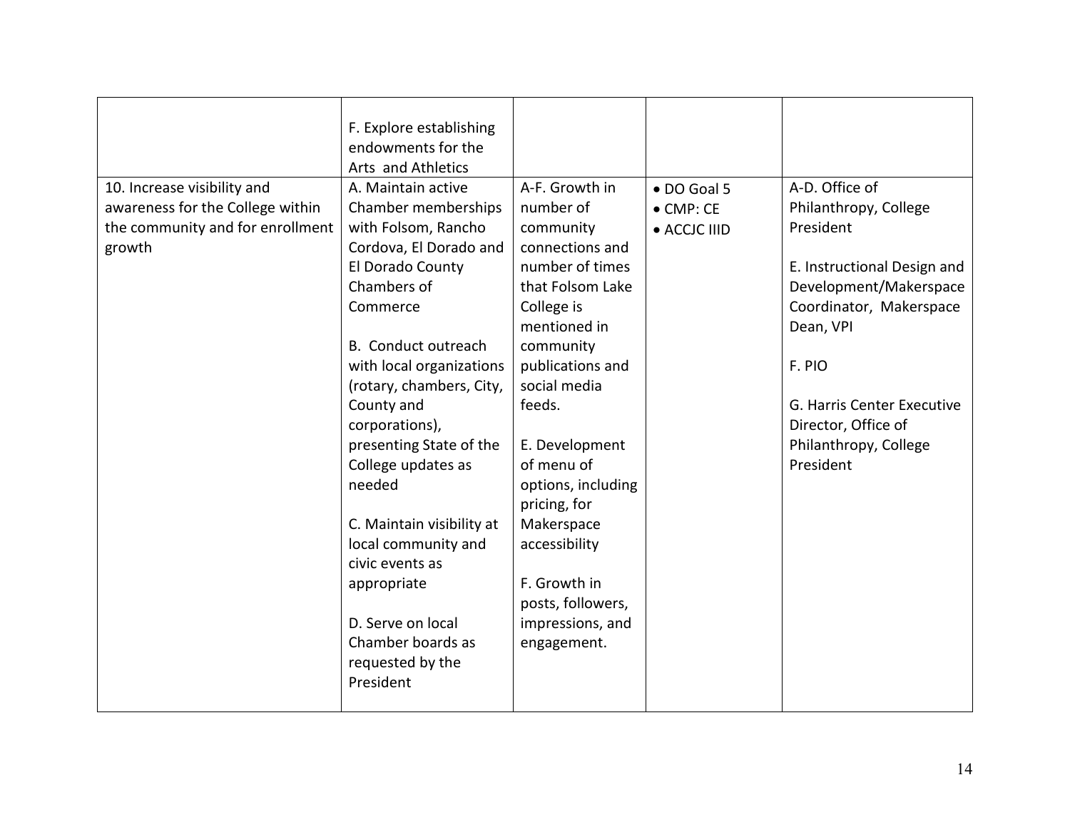| | | | | |
|---|---|---|---|---|
| | F. Explore establishing endowments for the Arts and Athletics | | | |
| 10. Increase visibility and awareness for the College within the community and for enrollment growth | A. Maintain active Chamber memberships with Folsom, Rancho Cordova, El Dorado and El Dorado County Chambers of Commerce<br><br>B. Conduct outreach with local organizations (rotary, chambers, City, County and corporations), presenting State of the College updates as needed<br><br>C. Maintain visibility at local community and civic events as appropriate<br><br>D. Serve on local Chamber boards as requested by the President | A-F. Growth in number of community connections and number of times that Folsom Lake College is mentioned in community publications and social media feeds.<br><br>E. Development of menu of options, including pricing, for Makerspace accessibility<br><br>F. Growth in posts, followers, impressions, and engagement. | • DO Goal 5<br>• CMP: CE<br>• ACCJC IIID | A-D. Office of Philanthropy, College President<br><br>E. Instructional Design and Development/Makerspace Coordinator, Makerspace Dean, VPI<br><br>F. PIO<br><br>G. Harris Center Executive Director, Office of Philanthropy, College President |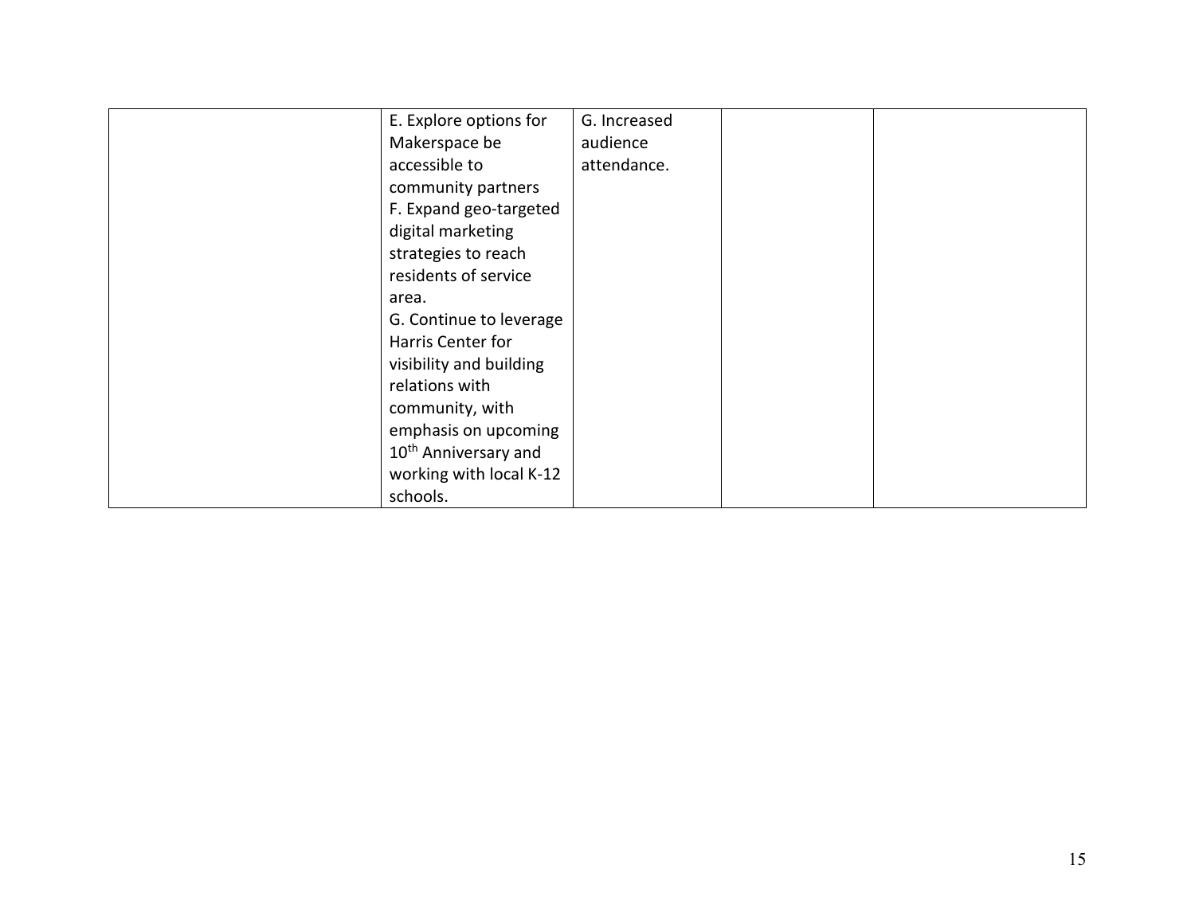| | | | | |
|---|---|---|---|---|
| | E. Explore options for Makerspace be accessible to community partners<br>F. Expand geo-targeted digital marketing strategies to reach residents of service area.<br>G. Continue to leverage Harris Center for visibility and building relations with community, with emphasis on upcoming 10th Anniversary and working with local K-12 schools. | G. Increased audience attendance. | | |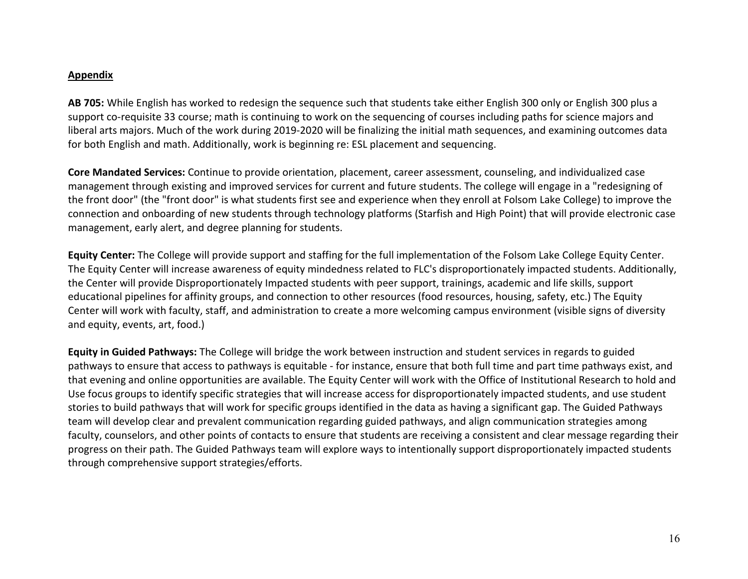**Appendix**

**AB 705:** While English has worked to redesign the sequence such that students take either English 300 only or English 300 plus a support co-requisite 33 course; math is continuing to work on the sequencing of courses including paths for science majors and liberal arts majors. Much of the work during 2019-2020 will be finalizing the initial math sequences, and examining outcomes data for both English and math. Additionally, work is beginning re: ESL placement and sequencing.

**Core Mandated Services:** Continue to provide orientation, placement, career assessment, counseling, and individualized case management through existing and improved services for current and future students. The college will engage in a "redesigning of the front door" (the "front door" is what students first see and experience when they enroll at Folsom Lake College) to improve the connection and onboarding of new students through technology platforms (Starfish and High Point) that will provide electronic case management, early alert, and degree planning for students.

**Equity Center:** The College will provide support and staffing for the full implementation of the Folsom Lake College Equity Center. The Equity Center will increase awareness of equity mindedness related to FLC's disproportionately impacted students. Additionally, the Center will provide Disproportionately Impacted students with peer support, trainings, academic and life skills, support educational pipelines for affinity groups, and connection to other resources (food resources, housing, safety, etc.) The Equity Center will work with faculty, staff, and administration to create a more welcoming campus environment (visible signs of diversity and equity, events, art, food.)

**Equity in Guided Pathways:** The College will bridge the work between instruction and student services in regards to guided pathways to ensure that access to pathways is equitable - for instance, ensure that both full time and part time pathways exist, and that evening and online opportunities are available. The Equity Center will work with the Office of Institutional Research to hold and Use focus groups to identify specific strategies that will increase access for disproportionately impacted students, and use student stories to build pathways that will work for specific groups identified in the data as having a significant gap. The Guided Pathways team will develop clear and prevalent communication regarding guided pathways, and align communication strategies among faculty, counselors, and other points of contacts to ensure that students are receiving a consistent and clear message regarding their progress on their path. The Guided Pathways team will explore ways to intentionally support disproportionately impacted students through comprehensive support strategies/efforts.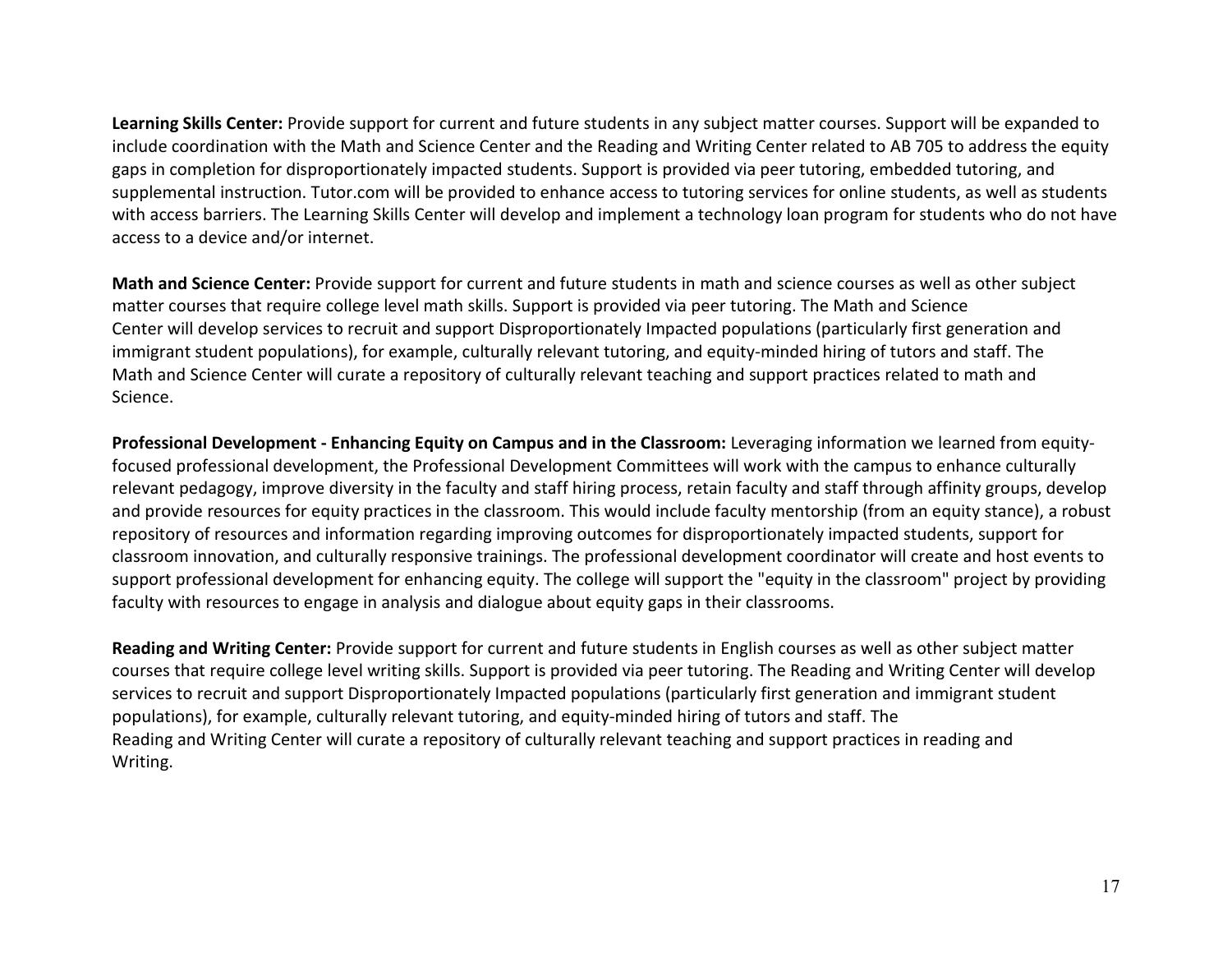**Learning Skills Center:** Provide support for current and future students in any subject matter courses. Support will be expanded to include coordination with the Math and Science Center and the Reading and Writing Center related to AB 705 to address the equity gaps in completion for disproportionately impacted students. Support is provided via peer tutoring, embedded tutoring, and supplemental instruction. Tutor.com will be provided to enhance access to tutoring services for online students, as well as students with access barriers. The Learning Skills Center will develop and implement a technology loan program for students who do not have access to a device and/or internet.

**Math and Science Center:** Provide support for current and future students in math and science courses as well as other subject matter courses that require college level math skills. Support is provided via peer tutoring. The Math and Science Center will develop services to recruit and support Disproportionately Impacted populations (particularly first generation and immigrant student populations), for example, culturally relevant tutoring, and equity-minded hiring of tutors and staff. The Math and Science Center will curate a repository of culturally relevant teaching and support practices related to math and Science.

**Professional Development - Enhancing Equity on Campus and in the Classroom:** Leveraging information we learned from equity-focused professional development, the Professional Development Committees will work with the campus to enhance culturally relevant pedagogy, improve diversity in the faculty and staff hiring process, retain faculty and staff through affinity groups, develop and provide resources for equity practices in the classroom. This would include faculty mentorship (from an equity stance), a robust repository of resources and information regarding improving outcomes for disproportionately impacted students, support for classroom innovation, and culturally responsive trainings. The professional development coordinator will create and host events to support professional development for enhancing equity. The college will support the "equity in the classroom" project by providing faculty with resources to engage in analysis and dialogue about equity gaps in their classrooms.

**Reading and Writing Center:** Provide support for current and future students in English courses as well as other subject matter courses that require college level writing skills. Support is provided via peer tutoring. The Reading and Writing Center will develop services to recruit and support Disproportionately Impacted populations (particularly first generation and immigrant student populations), for example, culturally relevant tutoring, and equity-minded hiring of tutors and staff. The Reading and Writing Center will curate a repository of culturally relevant teaching and support practices in reading and Writing.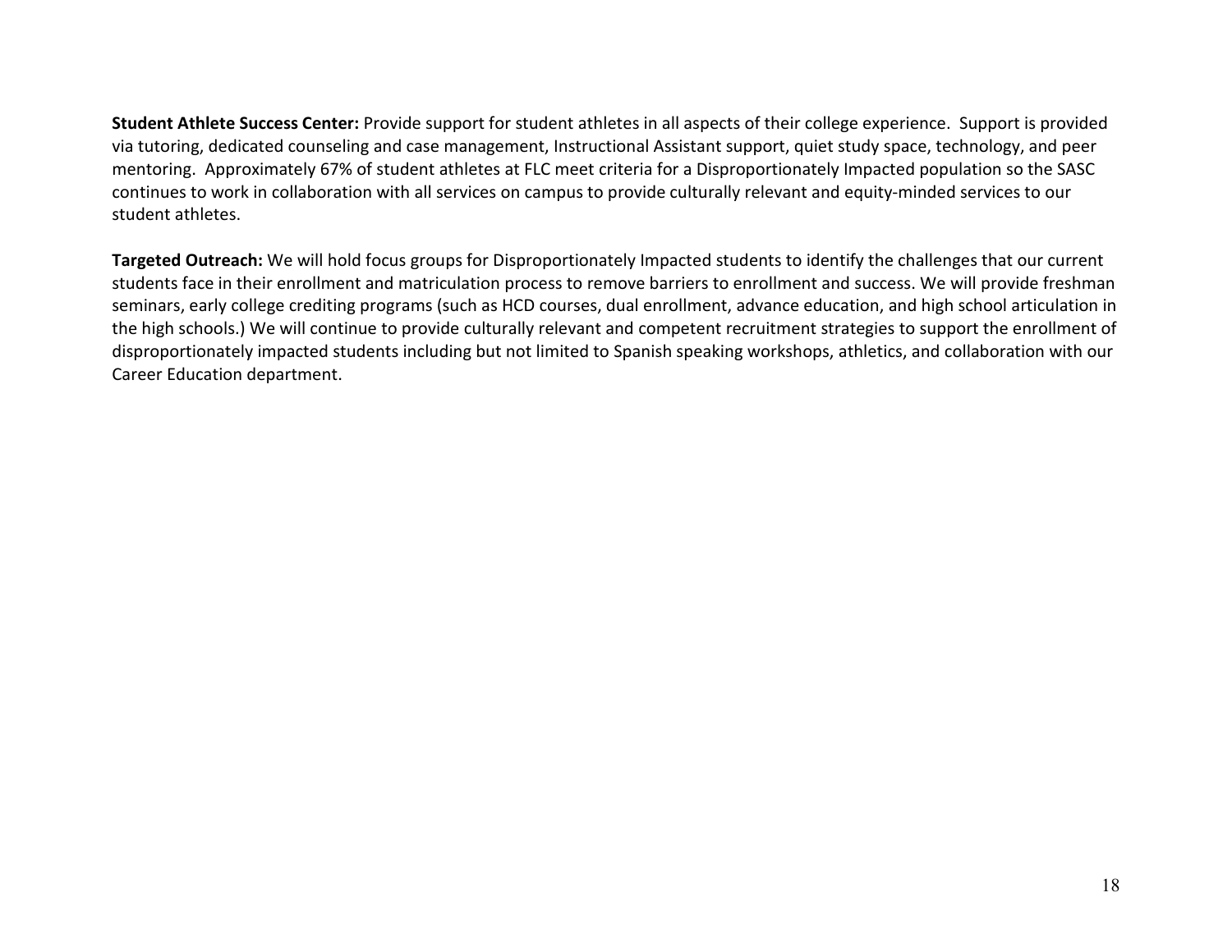**Student Athlete Success Center:** Provide support for student athletes in all aspects of their college experience. Support is provided via tutoring, dedicated counseling and case management, Instructional Assistant support, quiet study space, technology, and peer mentoring. Approximately 67% of student athletes at FLC meet criteria for a Disproportionately Impacted population so the SASC continues to work in collaboration with all services on campus to provide culturally relevant and equity-minded services to our student athletes.

**Targeted Outreach:** We will hold focus groups for Disproportionately Impacted students to identify the challenges that our current students face in their enrollment and matriculation process to remove barriers to enrollment and success. We will provide freshman seminars, early college crediting programs (such as HCD courses, dual enrollment, advance education, and high school articulation in the high schools.) We will continue to provide culturally relevant and competent recruitment strategies to support the enrollment of disproportionately impacted students including but not limited to Spanish speaking workshops, athletics, and collaboration with our Career Education department.